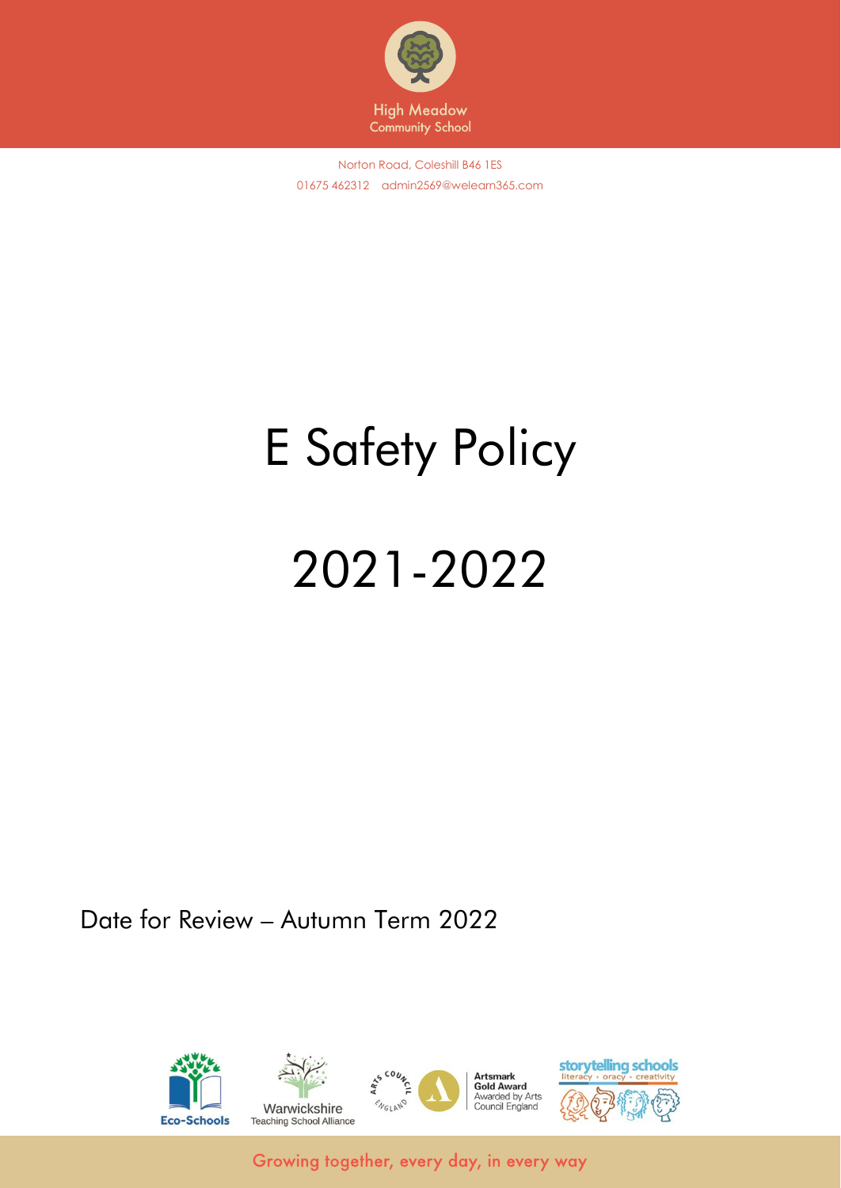High Meadow
Community School

Norton Road, Coleshill B46 1ES
01675 462312 admin2569@welearn365.com

# E Safety Policy

# 2021-2022

Date for Review – Autumn Term 2022

Growing together, every day, in every way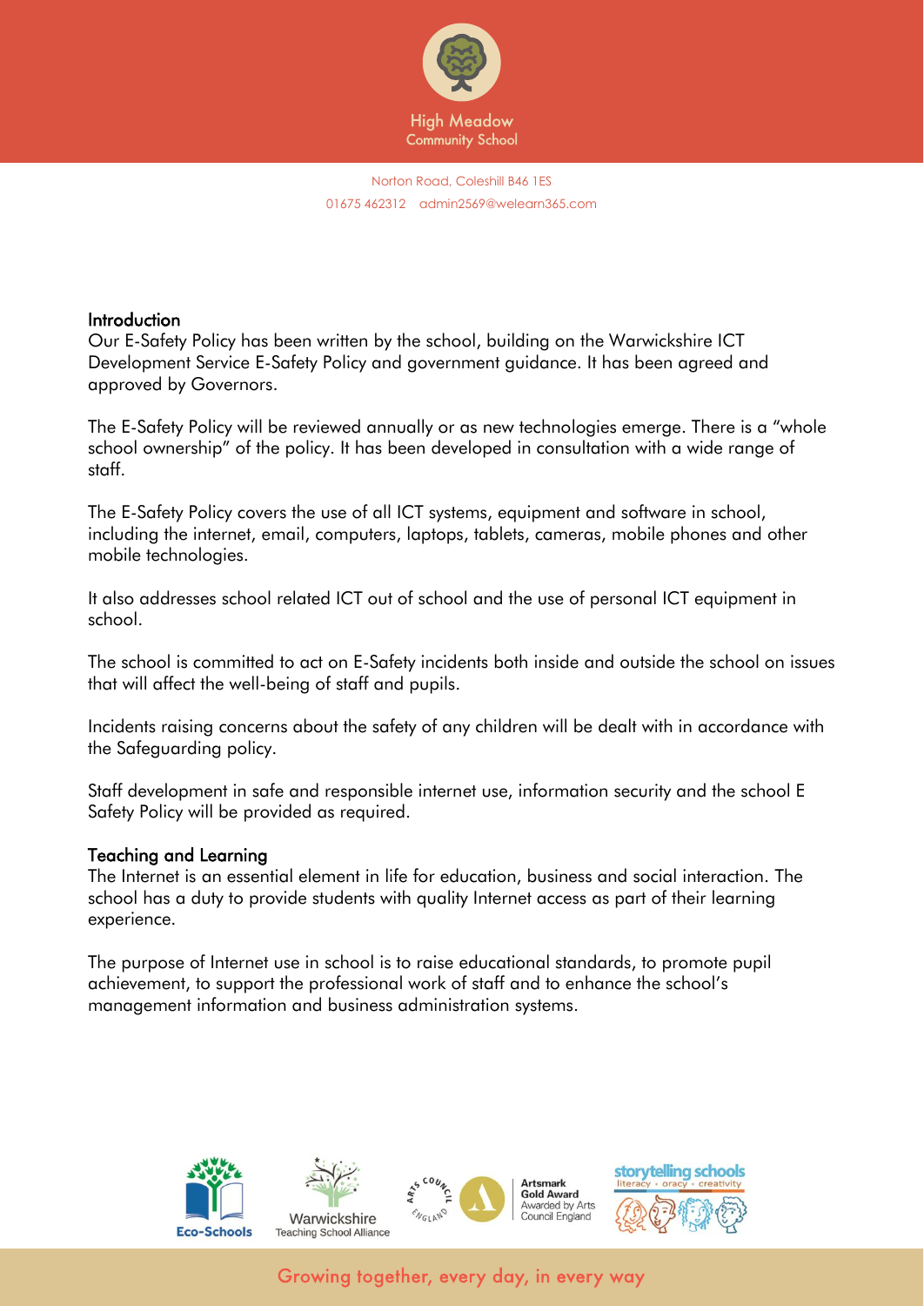## Introduction

Our E-Safety Policy has been written by the school, building on the Warwickshire ICT Development Service E-Safety Policy and government guidance. It has been agreed and approved by Governors.

The E-Safety Policy will be reviewed annually or as new technologies emerge. There is a "whole school ownership" of the policy. It has been developed in consultation with a wide range of staff.

The E-Safety Policy covers the use of all ICT systems, equipment and software in school, including the internet, email, computers, laptops, tablets, cameras, mobile phones and other mobile technologies.

It also addresses school related ICT out of school and the use of personal ICT equipment in school.

The school is committed to act on E-Safety incidents both inside and outside the school on issues that will affect the well-being of staff and pupils.

Incidents raising concerns about the safety of any children will be dealt with in accordance with the Safeguarding policy.

Staff development in safe and responsible internet use, information security and the school E Safety Policy will be provided as required.

## Teaching and Learning

The Internet is an essential element in life for education, business and social interaction. The school has a duty to provide students with quality Internet access as part of their learning experience.

The purpose of Internet use in school is to raise educational standards, to promote pupil achievement, to support the professional work of staff and to enhance the school's management information and business administration systems.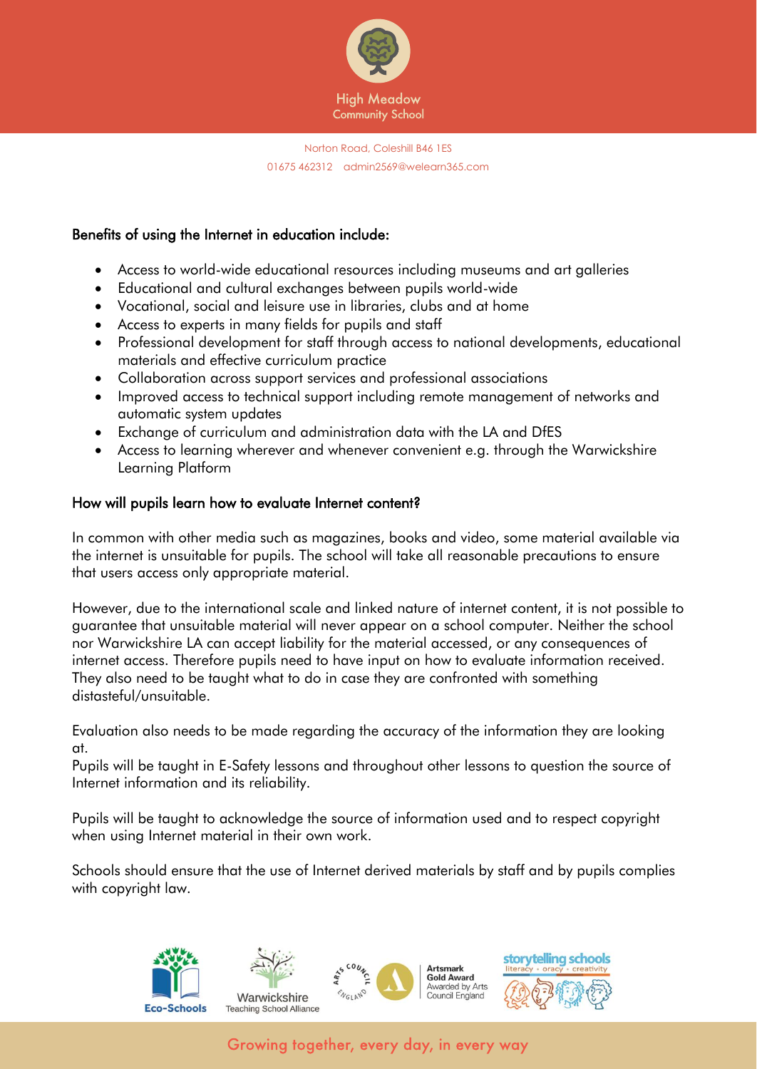### Benefits of using the Internet in education include:

- Access to world-wide educational resources including museums and art galleries
- Educational and cultural exchanges between pupils world-wide
- Vocational, social and leisure use in libraries, clubs and at home
- Access to experts in many fields for pupils and staff
- Professional development for staff through access to national developments, educational materials and effective curriculum practice
- Collaboration across support services and professional associations
- Improved access to technical support including remote management of networks and automatic system updates
- Exchange of curriculum and administration data with the LA and DfES
- Access to learning wherever and whenever convenient e.g. through the Warwickshire Learning Platform

### How will pupils learn how to evaluate Internet content?

In common with other media such as magazines, books and video, some material available via the internet is unsuitable for pupils. The school will take all reasonable precautions to ensure that users access only appropriate material.

However, due to the international scale and linked nature of internet content, it is not possible to guarantee that unsuitable material will never appear on a school computer. Neither the school nor Warwickshire LA can accept liability for the material accessed, or any consequences of internet access. Therefore pupils need to have input on how to evaluate information received. They also need to be taught what to do in case they are confronted with something distasteful/unsuitable.

Evaluation also needs to be made regarding the accuracy of the information they are looking at.
Pupils will be taught in E-Safety lessons and throughout other lessons to question the source of Internet information and its reliability.

Pupils will be taught to acknowledge the source of information used and to respect copyright when using Internet material in their own work.

Schools should ensure that the use of Internet derived materials by staff and by pupils complies with copyright law.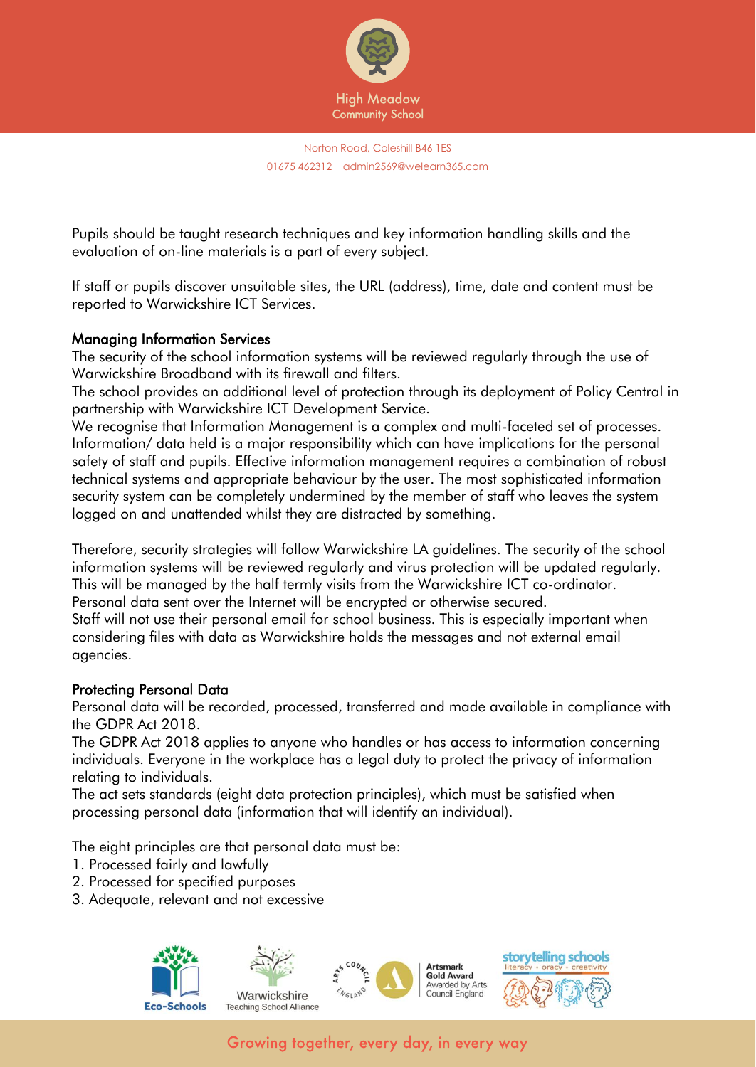Pupils should be taught research techniques and key information handling skills and the evaluation of on-line materials is a part of every subject.

If staff or pupils discover unsuitable sites, the URL (address), time, date and content must be reported to Warwickshire ICT Services.

### Managing Information Services

The security of the school information systems will be reviewed regularly through the use of Warwickshire Broadband with its firewall and filters.
The school provides an additional level of protection through its deployment of Policy Central in partnership with Warwickshire ICT Development Service.
We recognise that Information Management is a complex and multi-faceted set of processes. Information/ data held is a major responsibility which can have implications for the personal safety of staff and pupils. Effective information management requires a combination of robust technical systems and appropriate behaviour by the user. The most sophisticated information security system can be completely undermined by the member of staff who leaves the system logged on and unattended whilst they are distracted by something.

Therefore, security strategies will follow Warwickshire LA guidelines. The security of the school information systems will be reviewed regularly and virus protection will be updated regularly. This will be managed by the half termly visits from the Warwickshire ICT co-ordinator.
Personal data sent over the Internet will be encrypted or otherwise secured.
Staff will not use their personal email for school business. This is especially important when considering files with data as Warwickshire holds the messages and not external email agencies.

### Protecting Personal Data

Personal data will be recorded, processed, transferred and made available in compliance with the GDPR Act 2018.
The GDPR Act 2018 applies to anyone who handles or has access to information concerning individuals. Everyone in the workplace has a legal duty to protect the privacy of information relating to individuals.
The act sets standards (eight data protection principles), which must be satisfied when processing personal data (information that will identify an individual).

The eight principles are that personal data must be:

1. Processed fairly and lawfully
2. Processed for specified purposes
3. Adequate, relevant and not excessive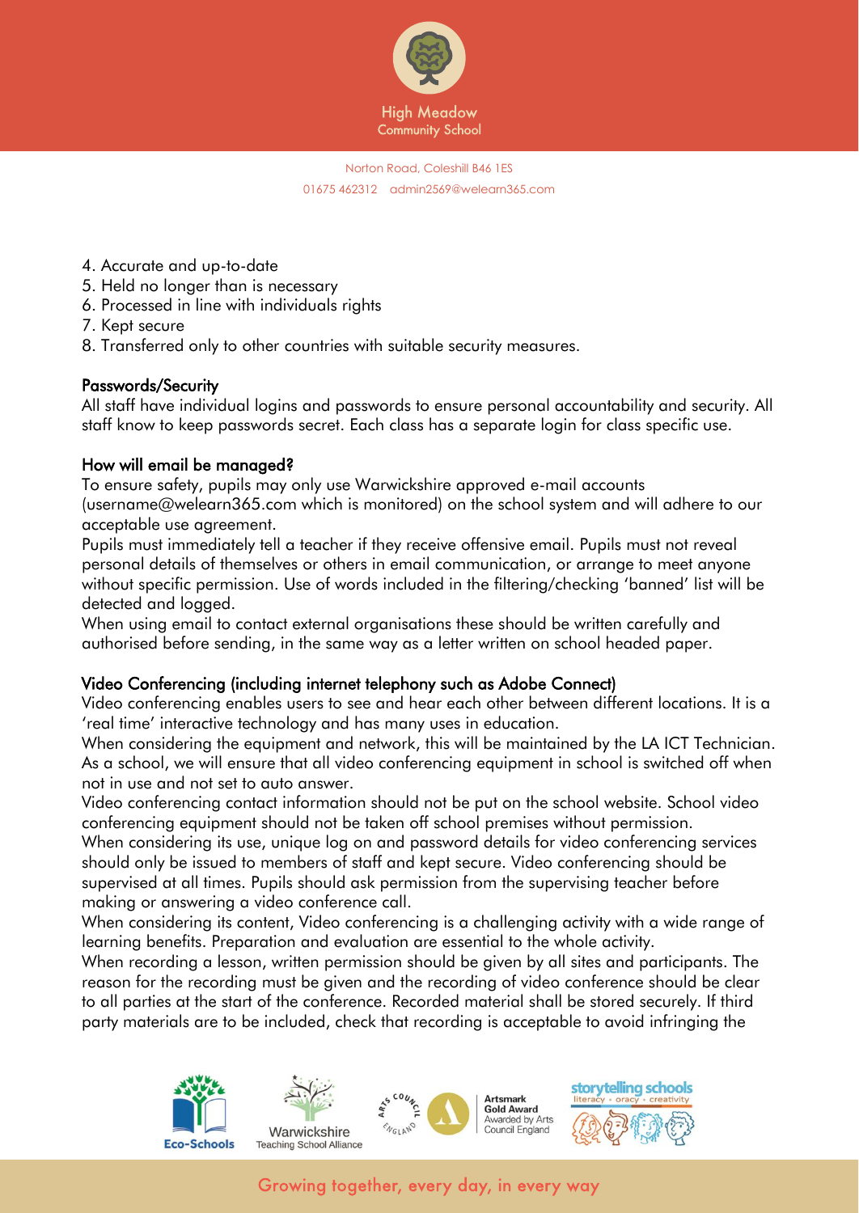4. Accurate and up-to-date
5. Held no longer than is necessary
6. Processed in line with individuals rights
7. Kept secure
8. Transferred only to other countries with suitable security measures.

## Passwords/Security

All staff have individual logins and passwords to ensure personal accountability and security. All staff know to keep passwords secret. Each class has a separate login for class specific use.

## How will email be managed?

To ensure safety, pupils may only use Warwickshire approved e-mail accounts (username@welearn365.com which is monitored) on the school system and will adhere to our acceptable use agreement.

Pupils must immediately tell a teacher if they receive offensive email. Pupils must not reveal personal details of themselves or others in email communication, or arrange to meet anyone without specific permission. Use of words included in the filtering/checking 'banned' list will be detected and logged.

When using email to contact external organisations these should be written carefully and authorised before sending, in the same way as a letter written on school headed paper.

## Video Conferencing (including internet telephony such as Adobe Connect)

Video conferencing enables users to see and hear each other between different locations. It is a 'real time' interactive technology and has many uses in education.

When considering the equipment and network, this will be maintained by the LA ICT Technician. As a school, we will ensure that all video conferencing equipment in school is switched off when not in use and not set to auto answer.

Video conferencing contact information should not be put on the school website. School video conferencing equipment should not be taken off school premises without permission.

When considering its use, unique log on and password details for video conferencing services should only be issued to members of staff and kept secure. Video conferencing should be supervised at all times. Pupils should ask permission from the supervising teacher before making or answering a video conference call.

When considering its content, Video conferencing is a challenging activity with a wide range of learning benefits. Preparation and evaluation are essential to the whole activity.

When recording a lesson, written permission should be given by all sites and participants. The reason for the recording must be given and the recording of video conference should be clear to all parties at the start of the conference. Recorded material shall be stored securely. If third party materials are to be included, check that recording is acceptable to avoid infringing the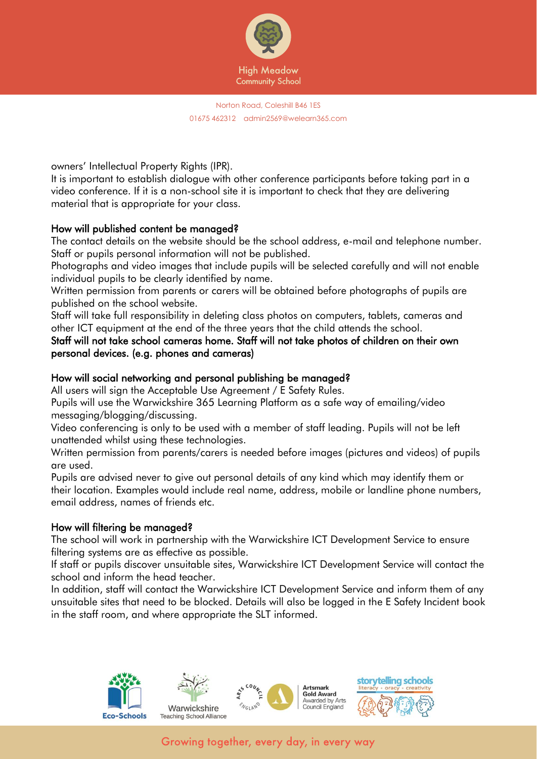owners' Intellectual Property Rights (IPR).
It is important to establish dialogue with other conference participants before taking part in a video conference. If it is a non-school site it is important to check that they are delivering material that is appropriate for your class.

## How will published content be managed?

The contact details on the website should be the school address, e-mail and telephone number. Staff or pupils personal information will not be published.
Photographs and video images that include pupils will be selected carefully and will not enable individual pupils to be clearly identified by name.
Written permission from parents or carers will be obtained before photographs of pupils are published on the school website.
Staff will take full responsibility in deleting class photos on computers, tablets, cameras and other ICT equipment at the end of the three years that the child attends the school.
**Staff will not take school cameras home. Staff will not take photos of children on their own personal devices. (e.g. phones and cameras)**

## How will social networking and personal publishing be managed?

All users will sign the Acceptable Use Agreement / E Safety Rules.
Pupils will use the Warwickshire 365 Learning Platform as a safe way of emailing/video messaging/blogging/discussing.
Video conferencing is only to be used with a member of staff leading. Pupils will not be left unattended whilst using these technologies.
Written permission from parents/carers is needed before images (pictures and videos) of pupils are used.
Pupils are advised never to give out personal details of any kind which may identify them or their location. Examples would include real name, address, mobile or landline phone numbers, email address, names of friends etc.

## How will filtering be managed?

The school will work in partnership with the Warwickshire ICT Development Service to ensure filtering systems are as effective as possible.
If staff or pupils discover unsuitable sites, Warwickshire ICT Development Service will contact the school and inform the head teacher.
In addition, staff will contact the Warwickshire ICT Development Service and inform them of any unsuitable sites that need to be blocked. Details will also be logged in the E Safety Incident book in the staff room, and where appropriate the SLT informed.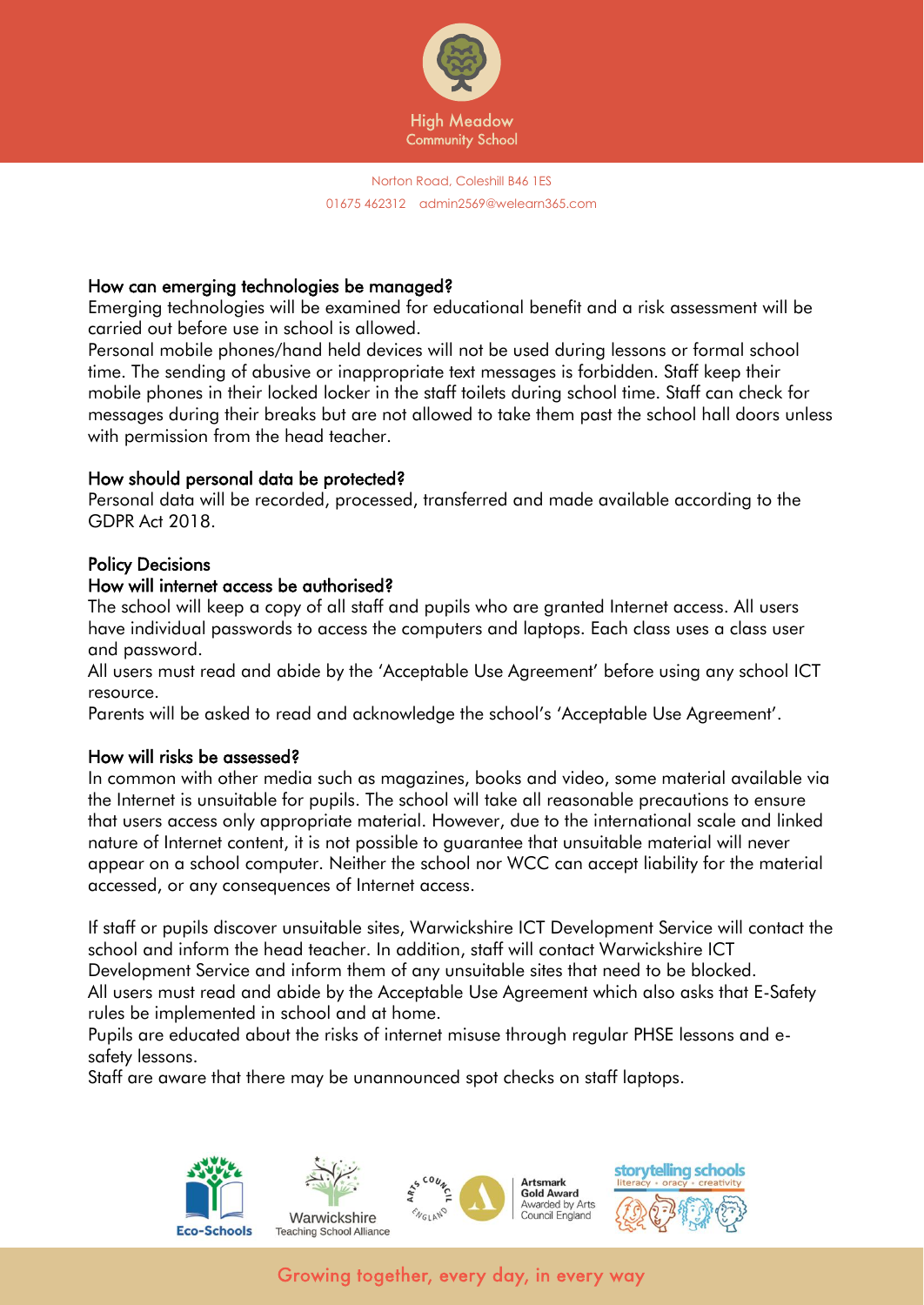### How can emerging technologies be managed?

Emerging technologies will be examined for educational benefit and a risk assessment will be carried out before use in school is allowed.

Personal mobile phones/hand held devices will not be used during lessons or formal school time. The sending of abusive or inappropriate text messages is forbidden. Staff keep their mobile phones in their locked locker in the staff toilets during school time. Staff can check for messages during their breaks but are not allowed to take them past the school hall doors unless with permission from the head teacher.

### How should personal data be protected?

Personal data will be recorded, processed, transferred and made available according to the GDPR Act 2018.

## Policy Decisions

### How will internet access be authorised?

The school will keep a copy of all staff and pupils who are granted Internet access. All users have individual passwords to access the computers and laptops. Each class uses a class user and password.

All users must read and abide by the 'Acceptable Use Agreement' before using any school ICT resource.

Parents will be asked to read and acknowledge the school's 'Acceptable Use Agreement'.

### How will risks be assessed?

In common with other media such as magazines, books and video, some material available via the Internet is unsuitable for pupils. The school will take all reasonable precautions to ensure that users access only appropriate material. However, due to the international scale and linked nature of Internet content, it is not possible to guarantee that unsuitable material will never appear on a school computer. Neither the school nor WCC can accept liability for the material accessed, or any consequences of Internet access.

If staff or pupils discover unsuitable sites, Warwickshire ICT Development Service will contact the school and inform the head teacher. In addition, staff will contact Warwickshire ICT Development Service and inform them of any unsuitable sites that need to be blocked.

All users must read and abide by the Acceptable Use Agreement which also asks that E-Safety rules be implemented in school and at home.

Pupils are educated about the risks of internet misuse through regular PHSE lessons and e-safety lessons.

Staff are aware that there may be unannounced spot checks on staff laptops.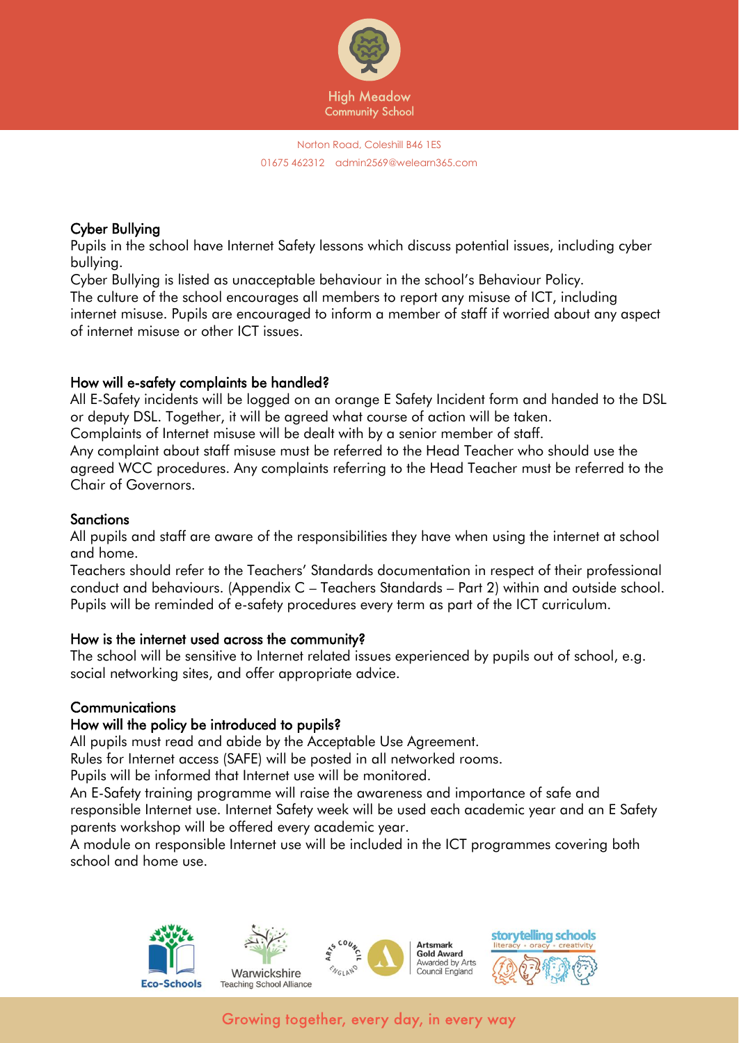## Cyber Bullying

Pupils in the school have Internet Safety lessons which discuss potential issues, including cyber bullying.

Cyber Bullying is listed as unacceptable behaviour in the school's Behaviour Policy.

The culture of the school encourages all members to report any misuse of ICT, including internet misuse. Pupils are encouraged to inform a member of staff if worried about any aspect of internet misuse or other ICT issues.

## How will e-safety complaints be handled?

All E-Safety incidents will be logged on an orange E Safety Incident form and handed to the DSL or deputy DSL. Together, it will be agreed what course of action will be taken.

Complaints of Internet misuse will be dealt with by a senior member of staff.

Any complaint about staff misuse must be referred to the Head Teacher who should use the agreed WCC procedures. Any complaints referring to the Head Teacher must be referred to the Chair of Governors.

## Sanctions

All pupils and staff are aware of the responsibilities they have when using the internet at school and home.

Teachers should refer to the Teachers' Standards documentation in respect of their professional conduct and behaviours. (Appendix C – Teachers Standards – Part 2) within and outside school.

Pupils will be reminded of e-safety procedures every term as part of the ICT curriculum.

## How is the internet used across the community?

The school will be sensitive to Internet related issues experienced by pupils out of school, e.g. social networking sites, and offer appropriate advice.

## Communications

## How will the policy be introduced to pupils?

All pupils must read and abide by the Acceptable Use Agreement.

Rules for Internet access (SAFE) will be posted in all networked rooms.

Pupils will be informed that Internet use will be monitored.

An E-Safety training programme will raise the awareness and importance of safe and responsible Internet use. Internet Safety week will be used each academic year and an E Safety parents workshop will be offered every academic year.

A module on responsible Internet use will be included in the ICT programmes covering both school and home use.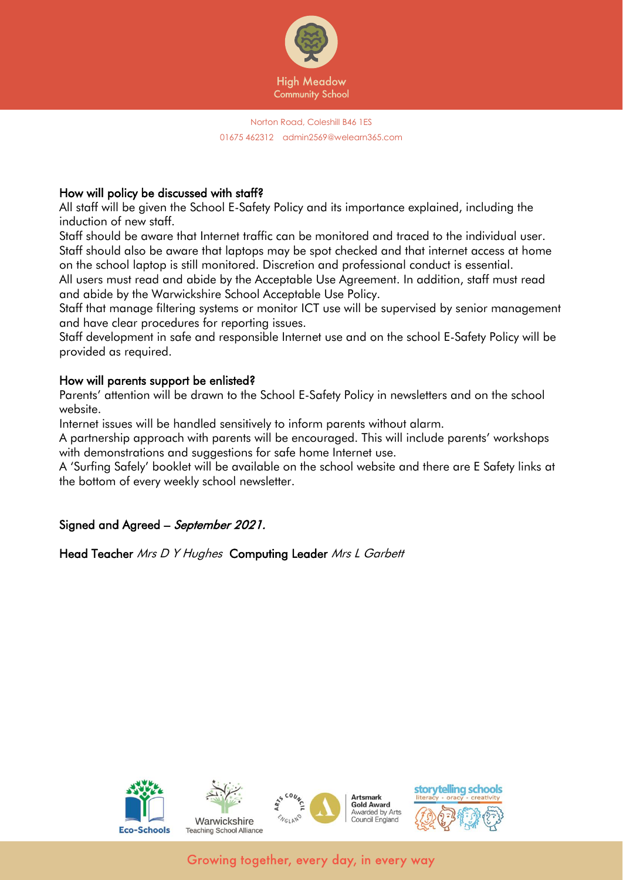### How will policy be discussed with staff?

All staff will be given the School E-Safety Policy and its importance explained, including the induction of new staff.

Staff should be aware that Internet traffic can be monitored and traced to the individual user. Staff should also be aware that laptops may be spot checked and that internet access at home on the school laptop is still monitored. Discretion and professional conduct is essential.

All users must read and abide by the Acceptable Use Agreement. In addition, staff must read and abide by the Warwickshire School Acceptable Use Policy.

Staff that manage filtering systems or monitor ICT use will be supervised by senior management and have clear procedures for reporting issues.

Staff development in safe and responsible Internet use and on the school E-Safety Policy will be provided as required.

### How will parents support be enlisted?

Parents' attention will be drawn to the School E-Safety Policy in newsletters and on the school website.

Internet issues will be handled sensitively to inform parents without alarm.

A partnership approach with parents will be encouraged. This will include parents' workshops with demonstrations and suggestions for safe home Internet use.

A 'Surfing Safely' booklet will be available on the school website and there are E Safety links at the bottom of every weekly school newsletter.

Signed and Agreed – *September 2021.*

Head Teacher *Mrs D Y Hughes* Computing Leader *Mrs L Garbett*